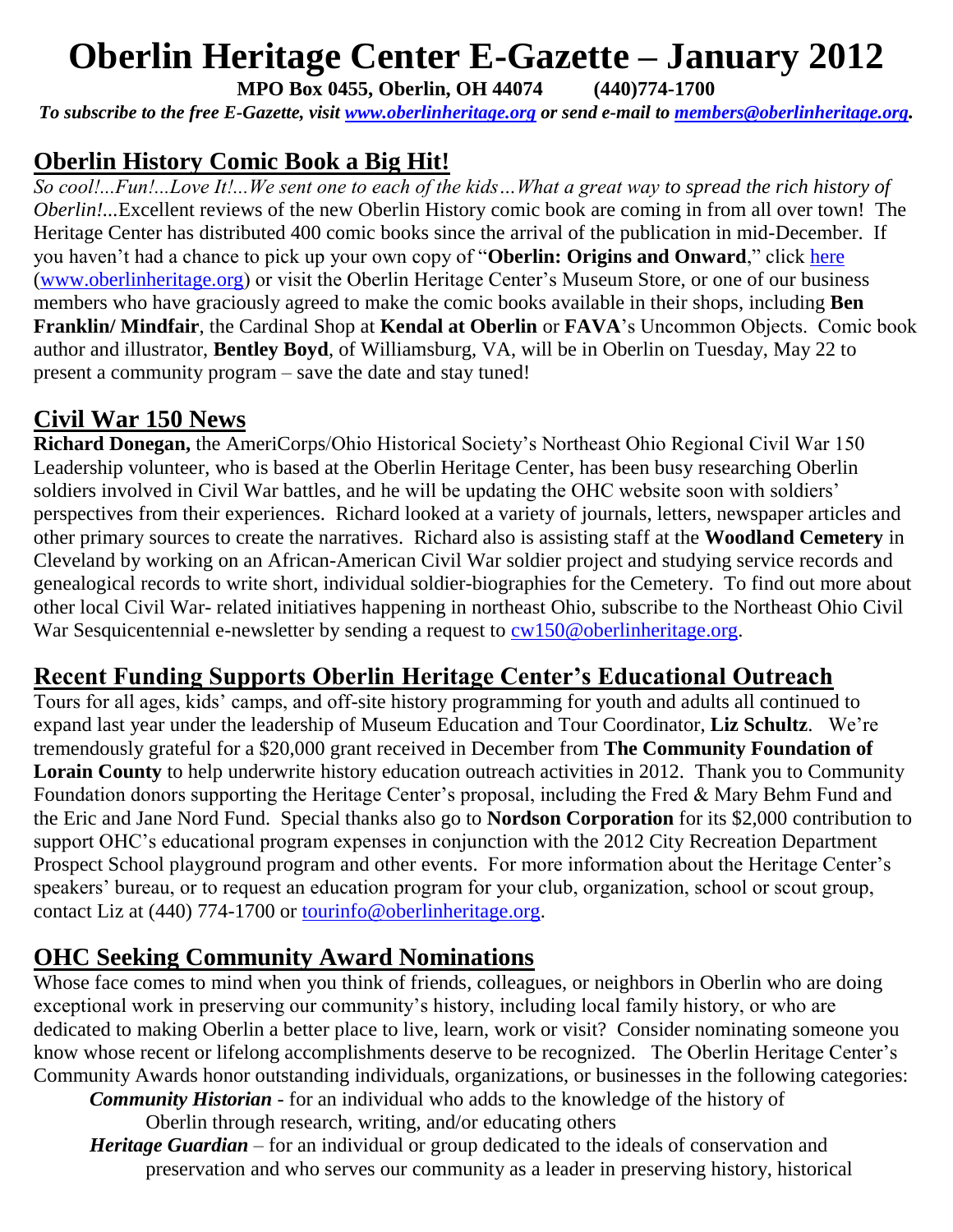# Oberlin Heritage Center E-Gazette – January 2012

**MPO Box 0455, Oberlin, OH 44074 (440)774-1700**

***To subscribe to the free E-Gazette, visit [www.oberlinheritage.org](www.oberlinheritage.org) or send e-mail to [members@oberlinheritage.org](mailto:members@oberlinheritage.org).***

## Oberlin History Comic Book a Big Hit!

*So cool!...Fun!...Love It!...We sent one to each of the kids…What a great way to spread the rich history of Oberlin!...*Excellent reviews of the new Oberlin History comic book are coming in from all over town! The Heritage Center has distributed 400 comic books since the arrival of the publication in mid-December. If you haven't had a chance to pick up your own copy of "**Oberlin: Origins and Onward**," click [here](www.oberlinheritage.org) ([www.oberlinheritage.org](www.oberlinheritage.org)) or visit the Oberlin Heritage Center's Museum Store, or one of our business members who have graciously agreed to make the comic books available in their shops, including **Ben Franklin/ Mindfair**, the Cardinal Shop at **Kendal at Oberlin** or **FAVA**'s Uncommon Objects. Comic book author and illustrator, **Bentley Boyd**, of Williamsburg, VA, will be in Oberlin on Tuesday, May 22 to present a community program – save the date and stay tuned!

## Civil War 150 News

**Richard Donegan,** the AmeriCorps/Ohio Historical Society's Northeast Ohio Regional Civil War 150 Leadership volunteer, who is based at the Oberlin Heritage Center, has been busy researching Oberlin soldiers involved in Civil War battles, and he will be updating the OHC website soon with soldiers' perspectives from their experiences. Richard looked at a variety of journals, letters, newspaper articles and other primary sources to create the narratives. Richard also is assisting staff at the **Woodland Cemetery** in Cleveland by working on an African-American Civil War soldier project and studying service records and genealogical records to write short, individual soldier-biographies for the Cemetery. To find out more about other local Civil War- related initiatives happening in northeast Ohio, subscribe to the Northeast Ohio Civil War Sesquicentennial e-newsletter by sending a request to [cw150@oberlinheritage.org](mailto:cw150@oberlinheritage.org).

## Recent Funding Supports Oberlin Heritage Center's Educational Outreach

Tours for all ages, kids' camps, and off-site history programming for youth and adults all continued to expand last year under the leadership of Museum Education and Tour Coordinator, **Liz Schultz**. We're tremendously grateful for a $20,000 grant received in December from **The Community Foundation of Lorain County** to help underwrite history education outreach activities in 2012. Thank you to Community Foundation donors supporting the Heritage Center's proposal, including the Fred & Mary Behm Fund and the Eric and Jane Nord Fund. Special thanks also go to **Nordson Corporation** for its $2,000 contribution to support OHC's educational program expenses in conjunction with the 2012 City Recreation Department Prospect School playground program and other events. For more information about the Heritage Center's speakers' bureau, or to request an education program for your club, organization, school or scout group, contact Liz at (440) 774-1700 or [tourinfo@oberlinheritage.org](mailto:tourinfo@oberlinheritage.org).

## OHC Seeking Community Award Nominations

Whose face comes to mind when you think of friends, colleagues, or neighbors in Oberlin who are doing exceptional work in preserving our community's history, including local family history, or who are dedicated to making Oberlin a better place to live, learn, work or visit? Consider nominating someone you know whose recent or lifelong accomplishments deserve to be recognized. The Oberlin Heritage Center's Community Awards honor outstanding individuals, organizations, or businesses in the following categories:

- ***Community Historian*** - for an individual who adds to the knowledge of the history of Oberlin through research, writing, and/or educating others
- ***Heritage Guardian*** – for an individual or group dedicated to the ideals of conservation and preservation and who serves our community as a leader in preserving history, historical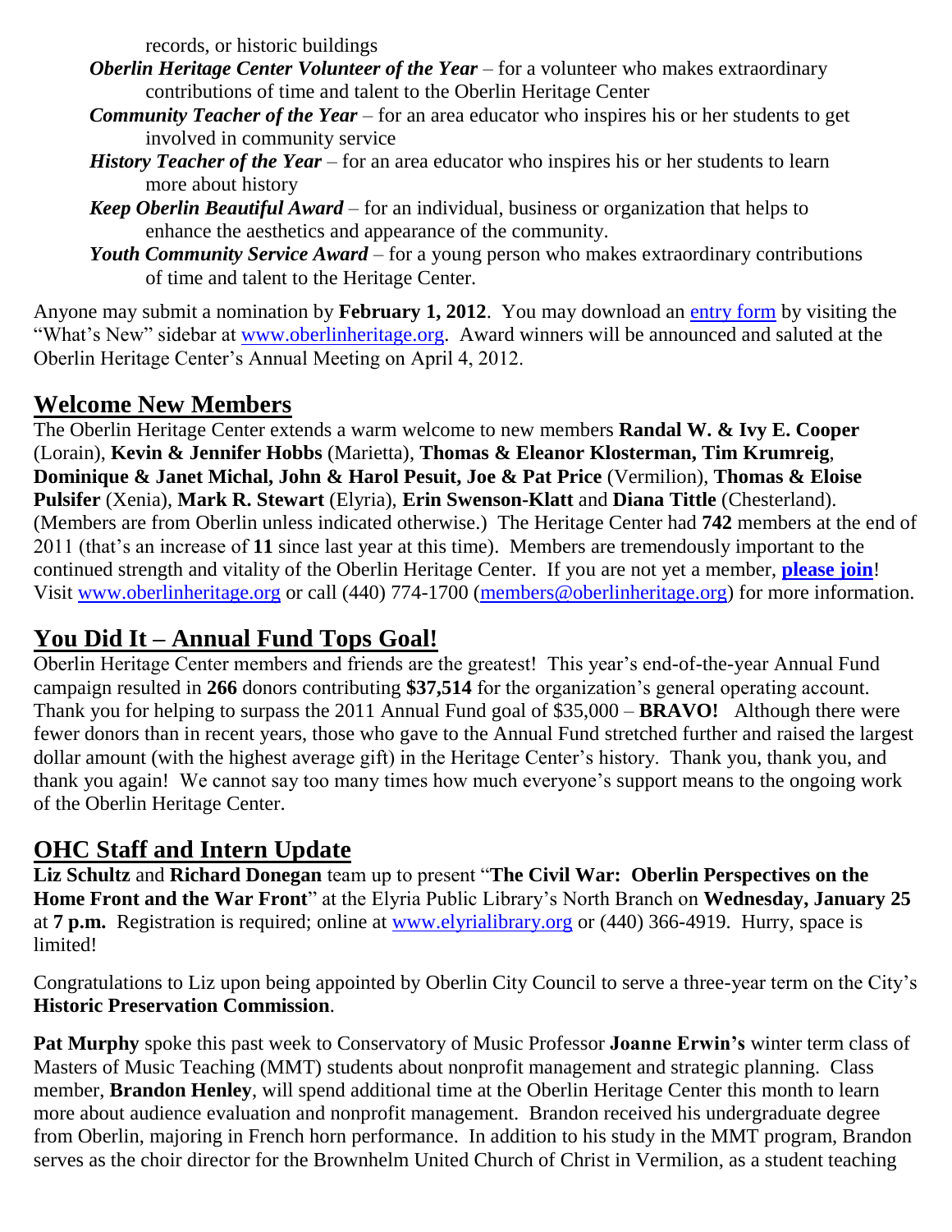records, or historic buildings

- ***Oberlin Heritage Center Volunteer of the Year*** – for a volunteer who makes extraordinary contributions of time and talent to the Oberlin Heritage Center
- ***Community Teacher of the Year*** – for an area educator who inspires his or her students to get involved in community service
- ***History Teacher of the Year*** – for an area educator who inspires his or her students to learn more about history
- ***Keep Oberlin Beautiful Award*** – for an individual, business or organization that helps to enhance the aesthetics and appearance of the community.
- ***Youth Community Service Award*** – for a young person who makes extraordinary contributions of time and talent to the Heritage Center.

Anyone may submit a nomination by **February 1, 2012**. You may download an entry form by visiting the "What's New" sidebar at www.oberlinheritage.org. Award winners will be announced and saluted at the Oberlin Heritage Center's Annual Meeting on April 4, 2012.

## Welcome New Members

The Oberlin Heritage Center extends a warm welcome to new members **Randal W. & Ivy E. Cooper** (Lorain), **Kevin & Jennifer Hobbs** (Marietta), **Thomas & Eleanor Klosterman, Tim Krumreig**, **Dominique & Janet Michal, John & Harol Pesuit, Joe & Pat Price** (Vermilion), **Thomas & Eloise Pulsifer** (Xenia), **Mark R. Stewart** (Elyria), **Erin Swenson-Klatt** and **Diana Tittle** (Chesterland). (Members are from Oberlin unless indicated otherwise.) The Heritage Center had **742** members at the end of 2011 (that's an increase of **11** since last year at this time). Members are tremendously important to the continued strength and vitality of the Oberlin Heritage Center. If you are not yet a member, **please join**! Visit www.oberlinheritage.org or call (440) 774-1700 (members@oberlinheritage.org) for more information.

## You Did It – Annual Fund Tops Goal!

Oberlin Heritage Center members and friends are the greatest! This year's end-of-the-year Annual Fund campaign resulted in **266** donors contributing **$37,514** for the organization's general operating account. Thank you for helping to surpass the 2011 Annual Fund goal of $35,000 – **BRAVO!** Although there were fewer donors than in recent years, those who gave to the Annual Fund stretched further and raised the largest dollar amount (with the highest average gift) in the Heritage Center's history. Thank you, thank you, and thank you again! We cannot say too many times how much everyone's support means to the ongoing work of the Oberlin Heritage Center.

## OHC Staff and Intern Update

**Liz Schultz** and **Richard Donegan** team up to present "**The Civil War: Oberlin Perspectives on the Home Front and the War Front**" at the Elyria Public Library's North Branch on **Wednesday, January 25** at **7 p.m.** Registration is required; online at www.elyrialibrary.org or (440) 366-4919. Hurry, space is limited!

Congratulations to Liz upon being appointed by Oberlin City Council to serve a three-year term on the City's **Historic Preservation Commission**.

**Pat Murphy** spoke this past week to Conservatory of Music Professor **Joanne Erwin's** winter term class of Masters of Music Teaching (MMT) students about nonprofit management and strategic planning. Class member, **Brandon Henley**, will spend additional time at the Oberlin Heritage Center this month to learn more about audience evaluation and nonprofit management. Brandon received his undergraduate degree from Oberlin, majoring in French horn performance. In addition to his study in the MMT program, Brandon serves as the choir director for the Brownhelm United Church of Christ in Vermilion, as a student teaching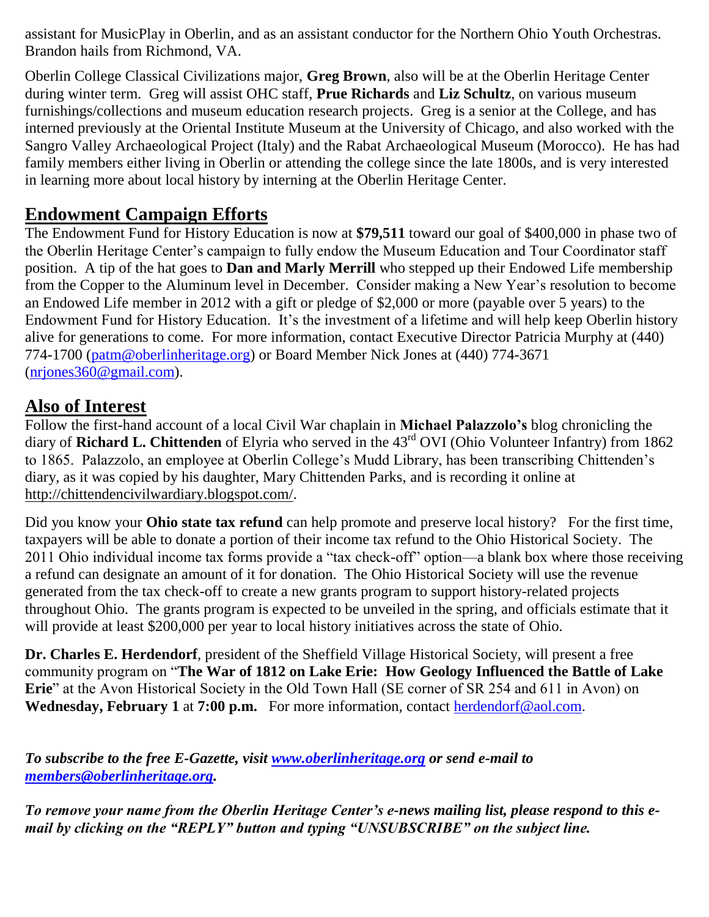assistant for MusicPlay in Oberlin, and as an assistant conductor for the Northern Ohio Youth Orchestras. Brandon hails from Richmond, VA.

Oberlin College Classical Civilizations major, **Greg Brown**, also will be at the Oberlin Heritage Center during winter term. Greg will assist OHC staff, **Prue Richards** and **Liz Schultz**, on various museum furnishings/collections and museum education research projects. Greg is a senior at the College, and has interned previously at the Oriental Institute Museum at the University of Chicago, and also worked with the Sangro Valley Archaeological Project (Italy) and the Rabat Archaeological Museum (Morocco). He has had family members either living in Oberlin or attending the college since the late 1800s, and is very interested in learning more about local history by interning at the Oberlin Heritage Center.

## Endowment Campaign Efforts

The Endowment Fund for History Education is now at **$79,511** toward our goal of $400,000 in phase two of the Oberlin Heritage Center's campaign to fully endow the Museum Education and Tour Coordinator staff position. A tip of the hat goes to **Dan and Marly Merrill** who stepped up their Endowed Life membership from the Copper to the Aluminum level in December. Consider making a New Year's resolution to become an Endowed Life member in 2012 with a gift or pledge of $2,000 or more (payable over 5 years) to the Endowment Fund for History Education. It's the investment of a lifetime and will help keep Oberlin history alive for generations to come. For more information, contact Executive Director Patricia Murphy at (440) 774-1700 (patm@oberlinheritage.org) or Board Member Nick Jones at (440) 774-3671 (nrjones360@gmail.com).

## Also of Interest

Follow the first-hand account of a local Civil War chaplain in **Michael Palazzolo's** blog chronicling the diary of **Richard L. Chittenden** of Elyria who served in the 43rd OVI (Ohio Volunteer Infantry) from 1862 to 1865. Palazzolo, an employee at Oberlin College's Mudd Library, has been transcribing Chittenden's diary, as it was copied by his daughter, Mary Chittenden Parks, and is recording it online at http://chittendencivilwardiary.blogspot.com/.

Did you know your **Ohio state tax refund** can help promote and preserve local history? For the first time, taxpayers will be able to donate a portion of their income tax refund to the Ohio Historical Society. The 2011 Ohio individual income tax forms provide a "tax check-off" option—a blank box where those receiving a refund can designate an amount of it for donation. The Ohio Historical Society will use the revenue generated from the tax check-off to create a new grants program to support history-related projects throughout Ohio. The grants program is expected to be unveiled in the spring, and officials estimate that it will provide at least $200,000 per year to local history initiatives across the state of Ohio.

**Dr. Charles E. Herdendorf**, president of the Sheffield Village Historical Society, will present a free community program on "**The War of 1812 on Lake Erie: How Geology Influenced the Battle of Lake Erie**" at the Avon Historical Society in the Old Town Hall (SE corner of SR 254 and 611 in Avon) on **Wednesday, February 1** at **7:00 p.m.** For more information, contact herdendorf@aol.com.

***To subscribe to the free E-Gazette, visit www.oberlinheritage.org or send e-mail to members@oberlinheritage.org.***

***To remove your name from the Oberlin Heritage Center's e-news mailing list, please respond to this e-mail by clicking on the "REPLY" button and typing "UNSUBSCRIBE" on the subject line.***